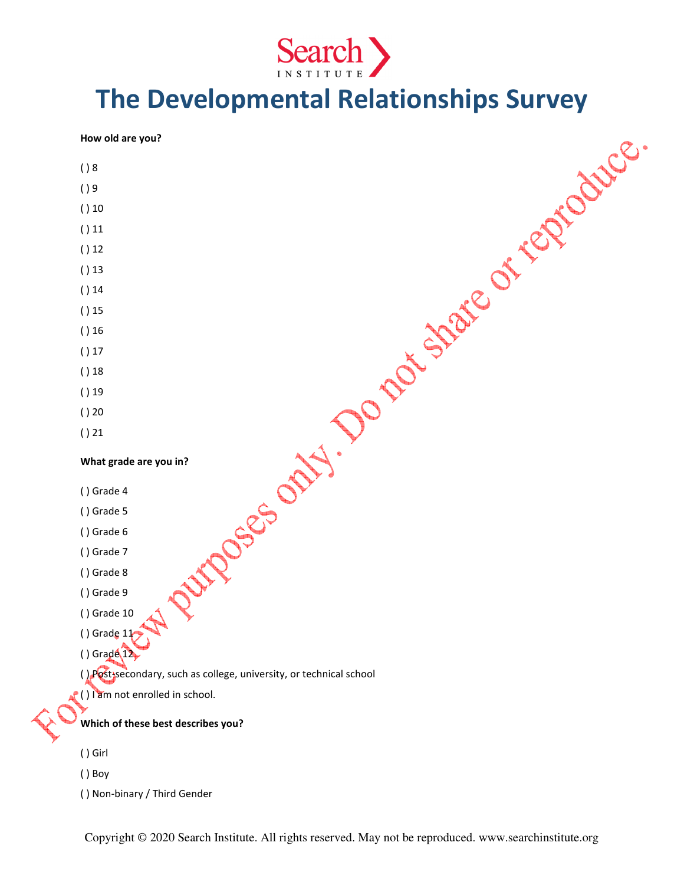# The Developmental Relationships Survey

**How old are you?**

( ) 8

( ) 9

( ) 10

( ) 11

( ) 12

( ) 13

( ) 14

( ) 15

( ) 16

( ) 17

( ) 18

( ) 19

( ) 20

( ) 21

**What grade are you in?**

( ) Grade 4

( ) Grade 5

( ) Grade 6

( ) Grade 7

( ) Grade 8

( ) Grade 9

( ) Grade 10

( ) Grade 11

( ) Grade 12

( ) Post-secondary, such as college, university, or technical school

( ) I am not enrolled in school.

**Which of these best describes you?**

( ) Girl

( ) Boy

( ) Non-binary / Third Gender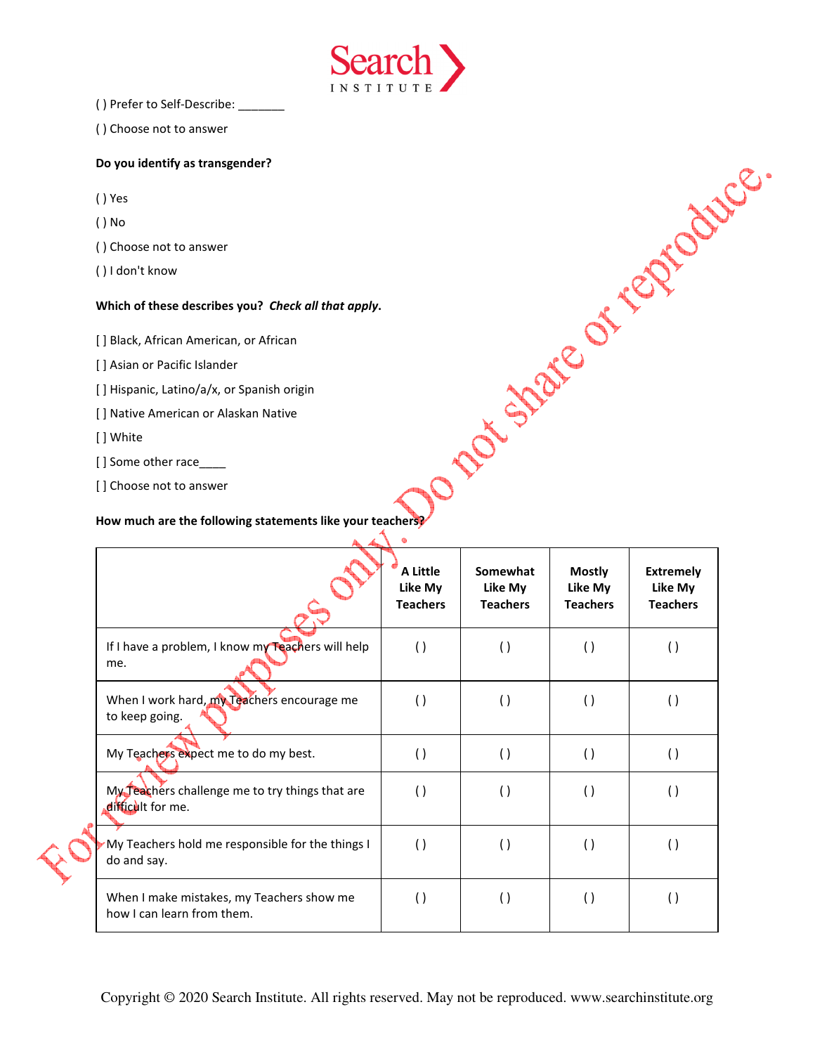( ) Prefer to Self-Describe: _______

( ) Choose not to answer

**Do you identify as transgender?**

( ) Yes

( ) No

( ) Choose not to answer

( ) I don't know

**Which of these describes you? *Check all that apply*.**

[ ] Black, African American, or African

[ ] Asian or Pacific Islander

[ ] Hispanic, Latino/a/x, or Spanish origin

[ ] Native American or Alaskan Native

[ ] White

[ ] Some other race____

[ ] Choose not to answer

**How much are the following statements like your teachers?**

| | A Little Like My Teachers | Somewhat Like My Teachers | Mostly Like My Teachers | Extremely Like My Teachers |
|---|---|---|---|---|
| If I have a problem, I know my Teachers will help me. | ( ) | ( ) | ( ) | ( ) |
| When I work hard, my Teachers encourage me to keep going. | ( ) | ( ) | ( ) | ( ) |
| My Teachers expect me to do my best. | ( ) | ( ) | ( ) | ( ) |
| My Teachers challenge me to try things that are difficult for me. | ( ) | ( ) | ( ) | ( ) |
| My Teachers hold me responsible for the things I do and say. | ( ) | ( ) | ( ) | ( ) |
| When I make mistakes, my Teachers show me how I can learn from them. | ( ) | ( ) | ( ) | ( ) |

For review purposes only. Do not share or reproduce.

Copyright © 2020 Search Institute. All rights reserved. May not be reproduced. www.searchinstitute.org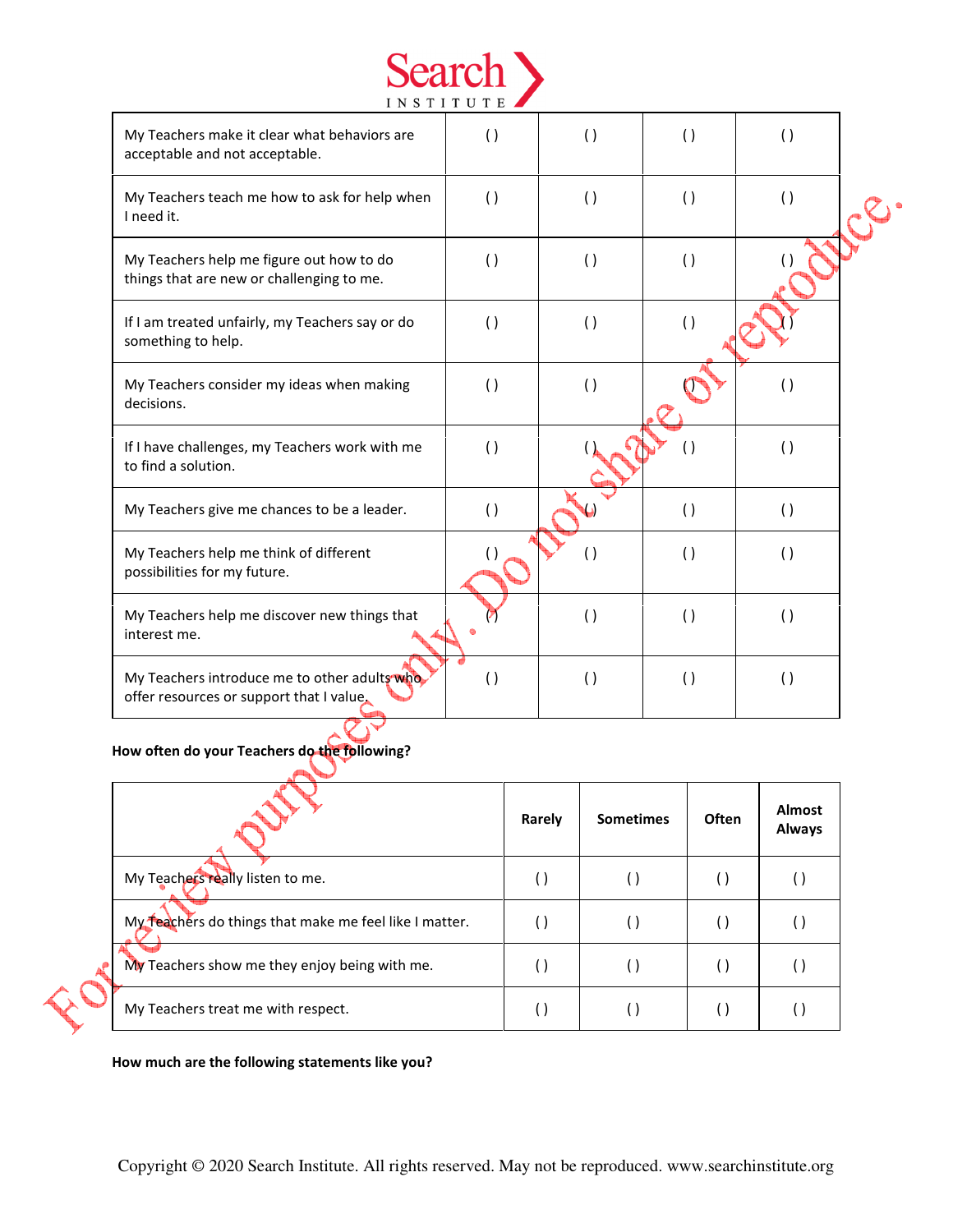| | | | | |
|---|---|---|---|---|
| My Teachers make it clear what behaviors are acceptable and not acceptable. | ( ) | ( ) | ( ) | ( ) |
| My Teachers teach me how to ask for help when I need it. | ( ) | ( ) | ( ) | ( ) |
| My Teachers help me figure out how to do things that are new or challenging to me. | ( ) | ( ) | ( ) | ( ) |
| If I am treated unfairly, my Teachers say or do something to help. | ( ) | ( ) | ( ) | ( ) |
| My Teachers consider my ideas when making decisions. | ( ) | ( ) | ( ) | ( ) |
| If I have challenges, my Teachers work with me to find a solution. | ( ) | ( ) | ( ) | ( ) |
| My Teachers give me chances to be a leader. | ( ) | ( ) | ( ) | ( ) |
| My Teachers help me think of different possibilities for my future. | ( ) | ( ) | ( ) | ( ) |
| My Teachers help me discover new things that interest me. | ( ) | ( ) | ( ) | ( ) |
| My Teachers introduce me to other adults who offer resources or support that I value. | ( ) | ( ) | ( ) | ( ) |

**How often do your Teachers do the following?**

| | Rarely | Sometimes | Often | Almost Always |
|---|---|---|---|---|
| My Teachers really listen to me. | ( ) | ( ) | ( ) | ( ) |
| My Teachers do things that make me feel like I matter. | ( ) | ( ) | ( ) | ( ) |
| My Teachers show me they enjoy being with me. | ( ) | ( ) | ( ) | ( ) |
| My Teachers treat me with respect. | ( ) | ( ) | ( ) | ( ) |

**How much are the following statements like you?**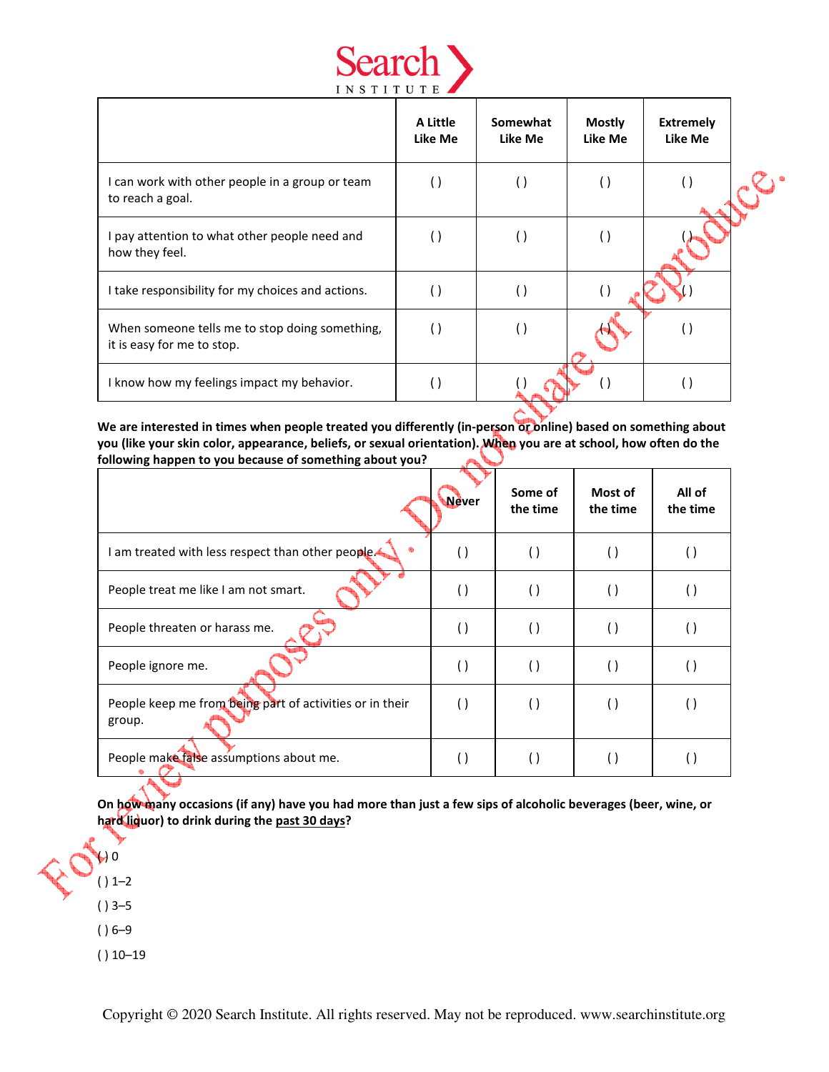| | A Little Like Me | Somewhat Like Me | Mostly Like Me | Extremely Like Me |
|---|---|---|---|---|
| I can work with other people in a group or team to reach a goal. | ( ) | ( ) | ( ) | ( ) |
| I pay attention to what other people need and how they feel. | ( ) | ( ) | ( ) | ( ) |
| I take responsibility for my choices and actions. | ( ) | ( ) | ( ) | ( ) |
| When someone tells me to stop doing something, it is easy for me to stop. | ( ) | ( ) | ( ) | ( ) |
| I know how my feelings impact my behavior. | ( ) | ( ) | ( ) | ( ) |

**We are interested in times when people treated you differently (in-person or online) based on something about you (like your skin color, appearance, beliefs, or sexual orientation). When you are at school, how often do the following happen to you because of something about you?**

| | Never | Some of the time | Most of the time | All of the time |
|---|---|---|---|---|
| I am treated with less respect than other people. | ( ) | ( ) | ( ) | ( ) |
| People treat me like I am not smart. | ( ) | ( ) | ( ) | ( ) |
| People threaten or harass me. | ( ) | ( ) | ( ) | ( ) |
| People ignore me. | ( ) | ( ) | ( ) | ( ) |
| People keep me from being part of activities or in their group. | ( ) | ( ) | ( ) | ( ) |
| People make false assumptions about me. | ( ) | ( ) | ( ) | ( ) |

**On how many occasions (if any) have you had more than just a few sips of alcoholic beverages (beer, wine, or hard liquor) to drink during the past 30 days?**

( ) 0

( ) 1–2

( ) 3–5

( ) 6–9

( ) 10–19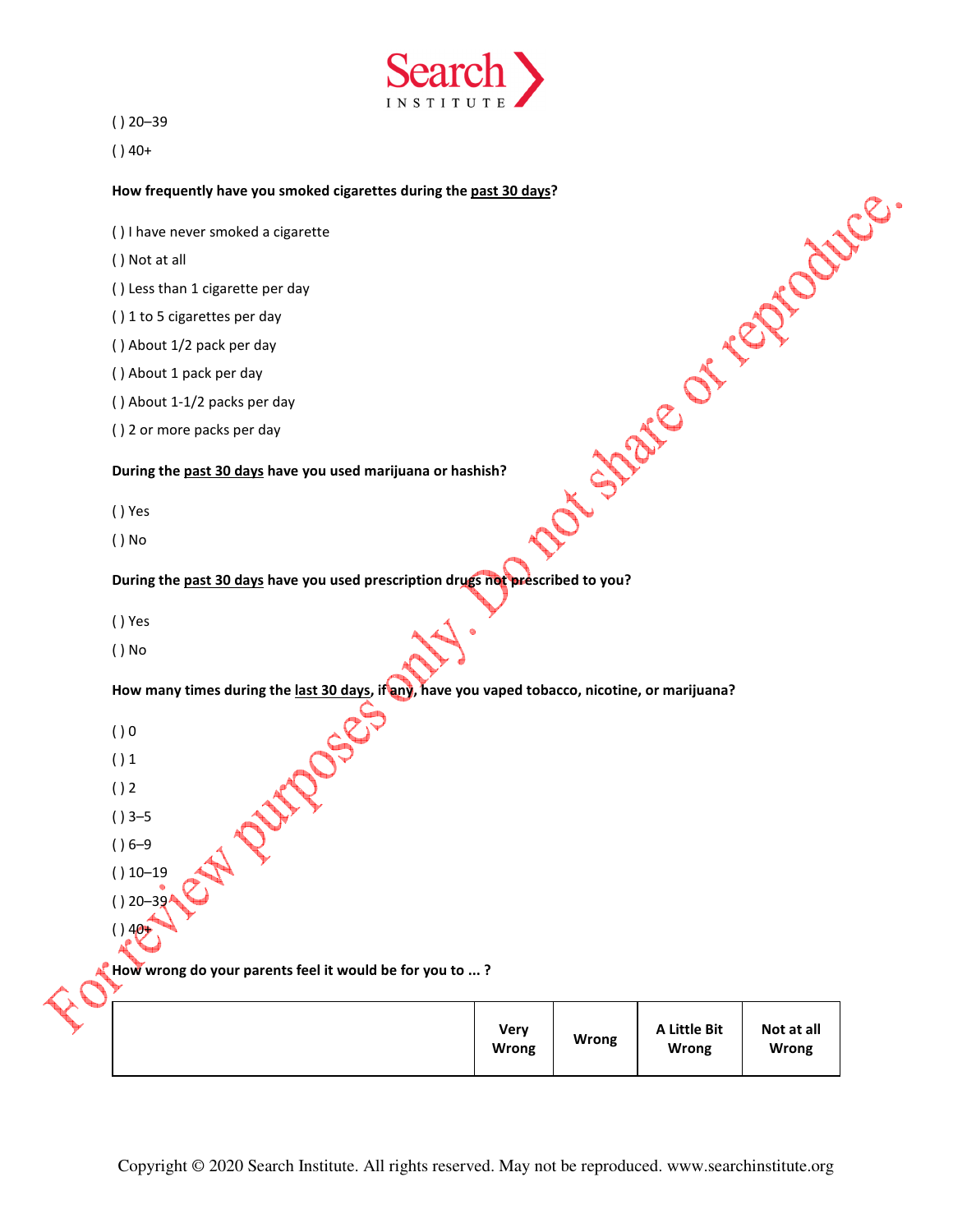( ) 20–39

( ) 40+

**How frequently have you smoked cigarettes during the <u>past 30 days</u>?**

( ) I have never smoked a cigarette

( ) Not at all

( ) Less than 1 cigarette per day

( ) 1 to 5 cigarettes per day

( ) About 1/2 pack per day

( ) About 1 pack per day

( ) About 1-1/2 packs per day

( ) 2 or more packs per day

**During the <u>past 30 days</u> have you used marijuana or hashish?**

( ) Yes

( ) No

**During the <u>past 30 days</u> have you used prescription drugs not prescribed to you?**

( ) Yes

( ) No

**How many times during the <u>last 30 days</u>, if any, have you vaped tobacco, nicotine, or marijuana?**

( ) 0

( ) 1

( ) 2

( ) 3–5

( ) 6–9

( ) 10–19

( ) 20–39

( ) 40+

**How wrong do your parents feel it would be for you to ... ?**

| | Very Wrong | Wrong | A Little Bit Wrong | Not at all Wrong |
|---|---|---|---|---|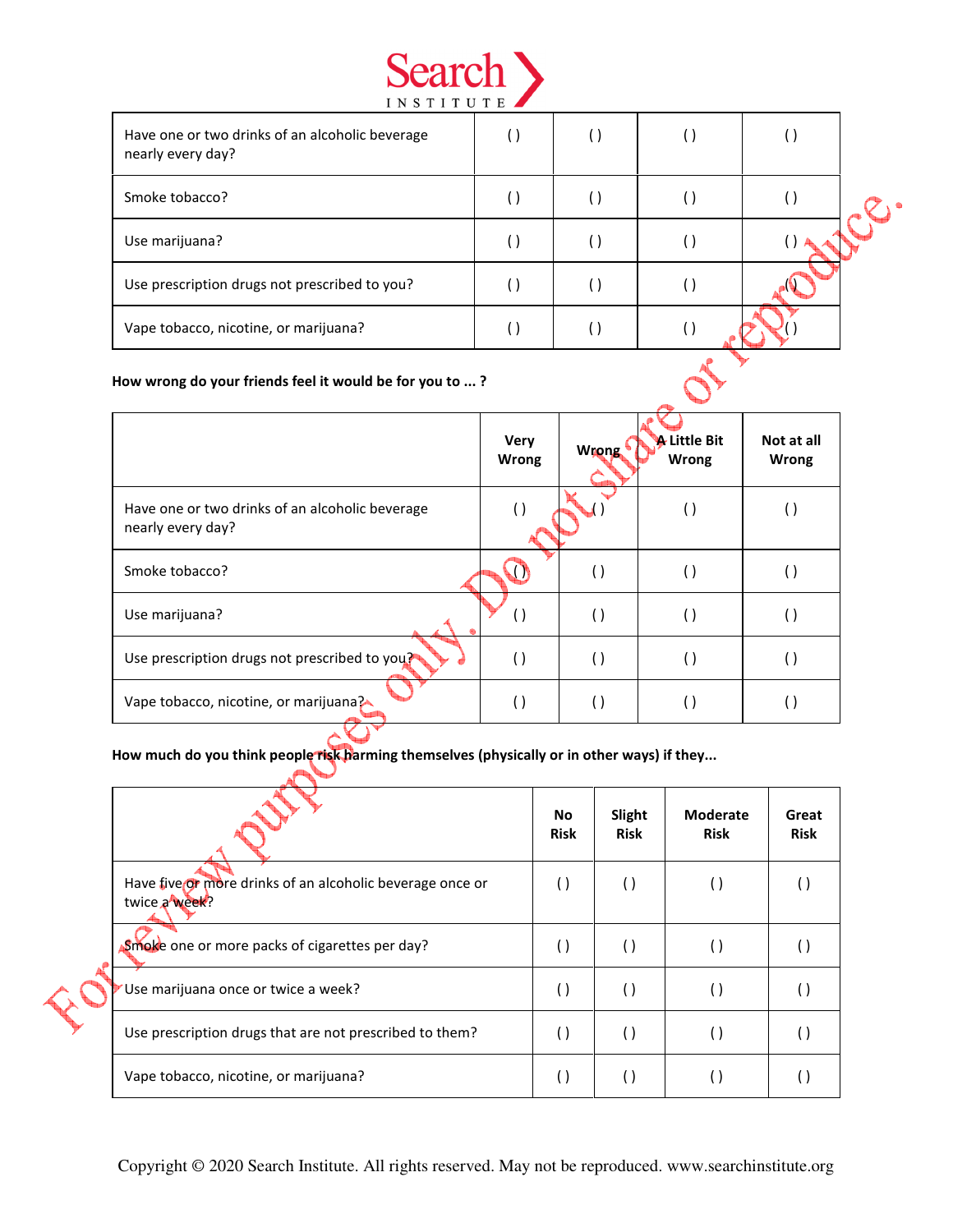| | | | | |
|---|---|---|---|---|
| Have one or two drinks of an alcoholic beverage nearly every day? | ( ) | ( ) | ( ) | ( ) |
| Smoke tobacco? | ( ) | ( ) | ( ) | ( ) |
| Use marijuana? | ( ) | ( ) | ( ) | ( ) |
| Use prescription drugs not prescribed to you? | ( ) | ( ) | ( ) | ( ) |
| Vape tobacco, nicotine, or marijuana? | ( ) | ( ) | ( ) | ( ) |

**How wrong do your friends feel it would be for you to ... ?**

| | Very Wrong | Wrong | A Little Bit Wrong | Not at all Wrong |
|---|---|---|---|---|
| Have one or two drinks of an alcoholic beverage nearly every day? | ( ) | ( ) | ( ) | ( ) |
| Smoke tobacco? | ( ) | ( ) | ( ) | ( ) |
| Use marijuana? | ( ) | ( ) | ( ) | ( ) |
| Use prescription drugs not prescribed to you? | ( ) | ( ) | ( ) | ( ) |
| Vape tobacco, nicotine, or marijuana? | ( ) | ( ) | ( ) | ( ) |

**How much do you think people risk harming themselves (physically or in other ways) if they...**

| | No Risk | Slight Risk | Moderate Risk | Great Risk |
|---|---|---|---|---|
| Have five or more drinks of an alcoholic beverage once or twice a week? | ( ) | ( ) | ( ) | ( ) |
| Smoke one or more packs of cigarettes per day? | ( ) | ( ) | ( ) | ( ) |
| Use marijuana once or twice a week? | ( ) | ( ) | ( ) | ( ) |
| Use prescription drugs that are not prescribed to them? | ( ) | ( ) | ( ) | ( ) |
| Vape tobacco, nicotine, or marijuana? | ( ) | ( ) | ( ) | ( ) |

Copyright © 2020 Search Institute. All rights reserved. May not be reproduced. www.searchinstitute.org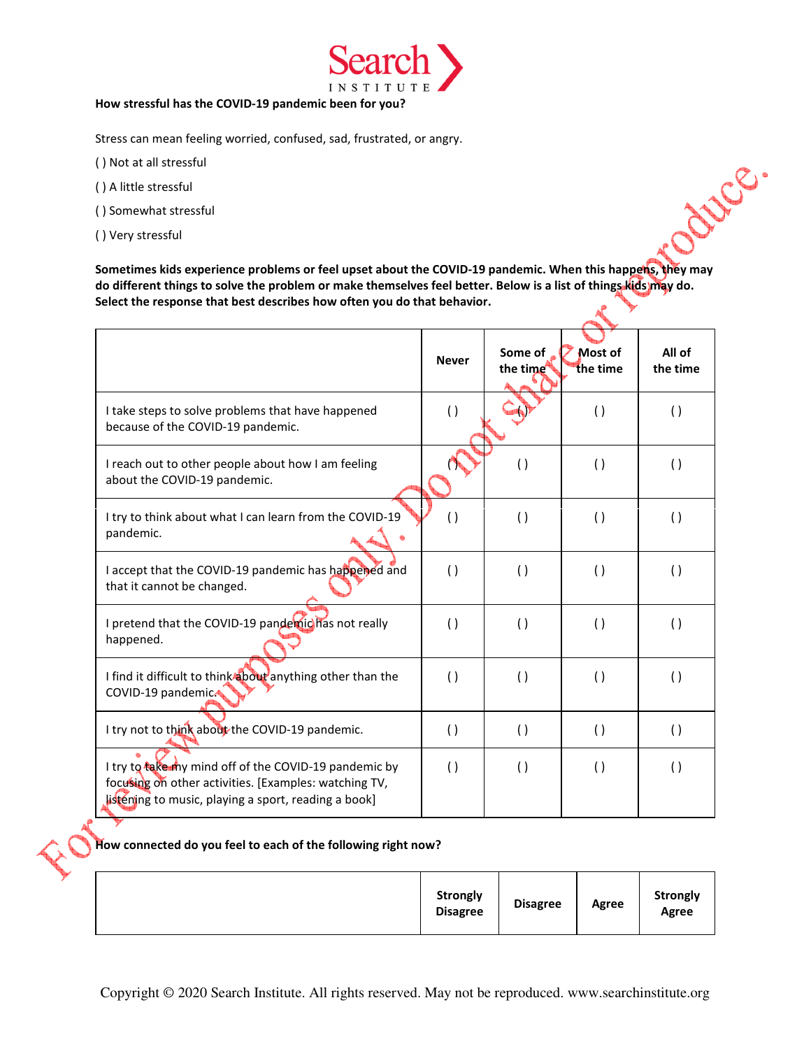**How stressful has the COVID-19 pandemic been for you?**

Stress can mean feeling worried, confused, sad, frustrated, or angry.

( ) Not at all stressful

( ) A little stressful

( ) Somewhat stressful

( ) Very stressful

**Sometimes kids experience problems or feel upset about the COVID-19 pandemic. When this happens, they may do different things to solve the problem or make themselves feel better. Below is a list of things kids may do. Select the response that best describes how often you do that behavior.**

| | Never | Some of the time | Most of the time | All of the time |
|---|---|---|---|---|
| I take steps to solve problems that have happened because of the COVID-19 pandemic. | ( ) | ( ) | ( ) | ( ) |
| I reach out to other people about how I am feeling about the COVID-19 pandemic. | ( ) | ( ) | ( ) | ( ) |
| I try to think about what I can learn from the COVID-19 pandemic. | ( ) | ( ) | ( ) | ( ) |
| I accept that the COVID-19 pandemic has happened and that it cannot be changed. | ( ) | ( ) | ( ) | ( ) |
| I pretend that the COVID-19 pandemic has not really happened. | ( ) | ( ) | ( ) | ( ) |
| I find it difficult to think about anything other than the COVID-19 pandemic. | ( ) | ( ) | ( ) | ( ) |
| I try not to think about the COVID-19 pandemic. | ( ) | ( ) | ( ) | ( ) |
| I try to take my mind off of the COVID-19 pandemic by focusing on other activities. [Examples: watching TV, listening to music, playing a sport, reading a book] | ( ) | ( ) | ( ) | ( ) |

**How connected do you feel to each of the following right now?**

| | Strongly Disagree | Disagree | Agree | Strongly Agree |
|---|---|---|---|---|

For review purposes only. Do not share or reproduce.

Copyright © 2020 Search Institute. All rights reserved. May not be reproduced. www.searchinstitute.org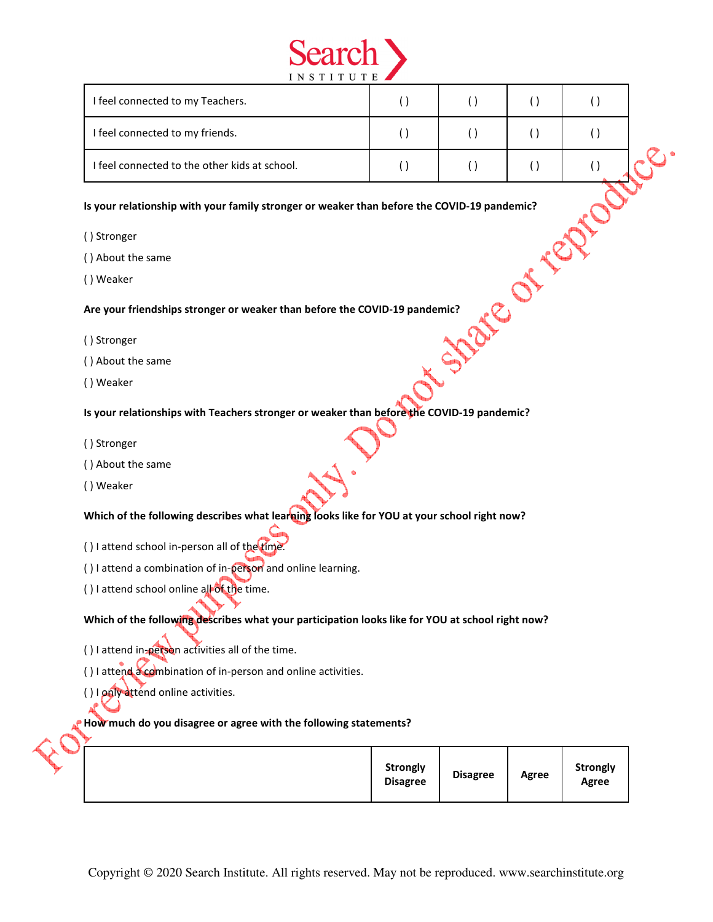| I feel connected to my Teachers. | ( ) | ( ) | ( ) | ( ) |
|---|---|---|---|---|
| I feel connected to my friends. | ( ) | ( ) | ( ) | ( ) |
| I feel connected to the other kids at school. | ( ) | ( ) | ( ) | ( ) |

**Is your relationship with your family stronger or weaker than before the COVID-19 pandemic?**

( ) Stronger

( ) About the same

( ) Weaker

**Are your friendships stronger or weaker than before the COVID-19 pandemic?**

( ) Stronger

( ) About the same

( ) Weaker

**Is your relationships with Teachers stronger or weaker than before the COVID-19 pandemic?**

( ) Stronger

( ) About the same

( ) Weaker

**Which of the following describes what learning looks like for YOU at your school right now?**

( ) I attend school in-person all of the time.

( ) I attend a combination of in-person and online learning.

( ) I attend school online all of the time.

**Which of the following describes what your participation looks like for YOU at school right now?**

( ) I attend in-person activities all of the time.

( ) I attend a combination of in-person and online activities.

( ) I only attend online activities.

**How much do you disagree or agree with the following statements?**

| | **Strongly Disagree** | **Disagree** | **Agree** | **Strongly Agree** |
|---|---|---|---|---|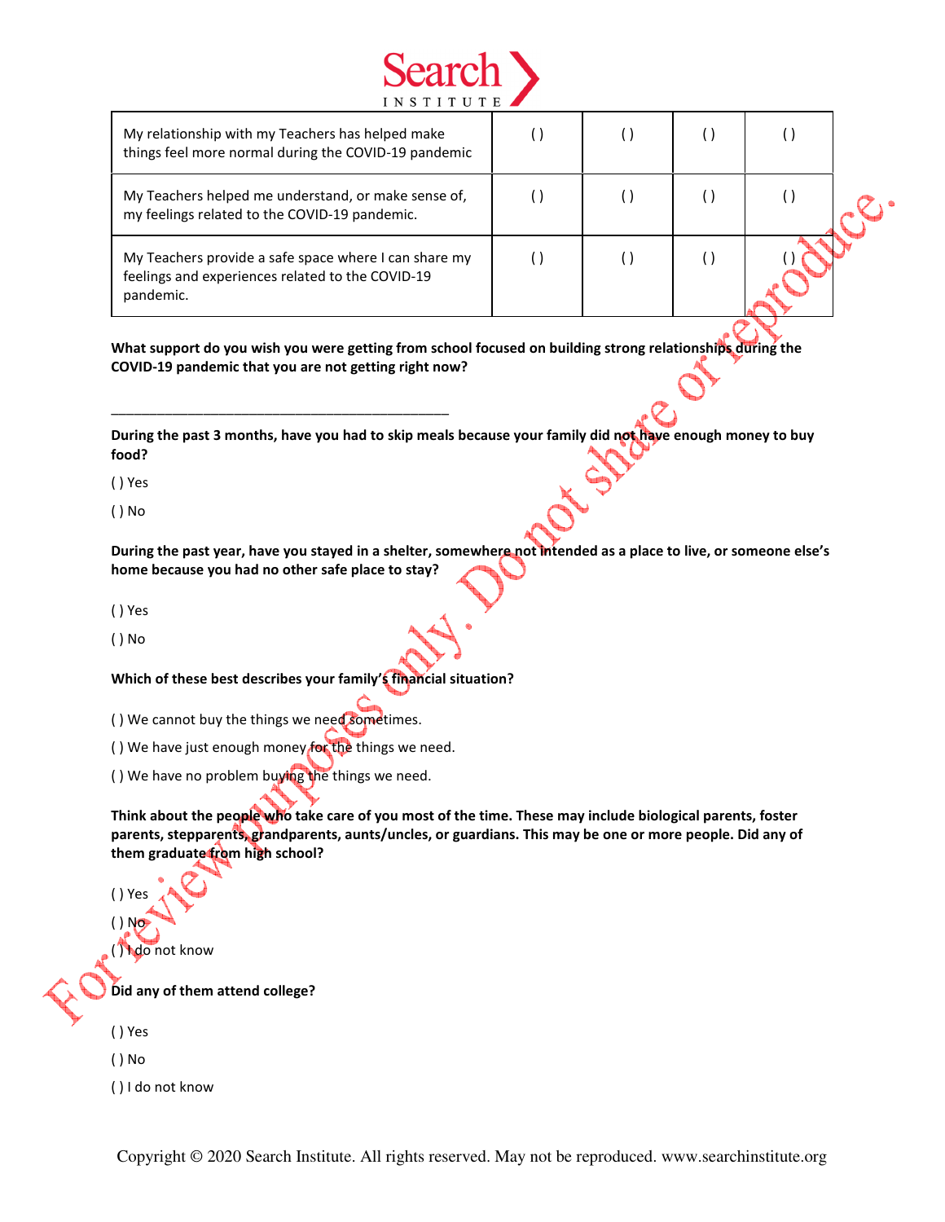| | | | | |
|---|---|---|---|---|
| My relationship with my Teachers has helped make things feel more normal during the COVID-19 pandemic | ( ) | ( ) | ( ) | ( ) |
| My Teachers helped me understand, or make sense of, my feelings related to the COVID-19 pandemic. | ( ) | ( ) | ( ) | ( ) |
| My Teachers provide a safe space where I can share my feelings and experiences related to the COVID-19 pandemic. | ( ) | ( ) | ( ) | ( ) |

**What support do you wish you were getting from school focused on building strong relationships during the COVID-19 pandemic that you are not getting right now?**

_____________________________________________

**During the past 3 months, have you had to skip meals because your family did not have enough money to buy food?**

( ) Yes

( ) No

**During the past year, have you stayed in a shelter, somewhere not intended as a place to live, or someone else's home because you had no other safe place to stay?**

( ) Yes

( ) No

**Which of these best describes your family's financial situation?**

( ) We cannot buy the things we need sometimes.

( ) We have just enough money for the things we need.

( ) We have no problem buying the things we need.

**Think about the people who take care of you most of the time. These may include biological parents, foster parents, stepparents, grandparents, aunts/uncles, or guardians. This may be one or more people. Did any of them graduate from high school?**

( ) Yes

( ) No

( ) I do not know

**Did any of them attend college?**

( ) Yes

( ) No

( ) I do not know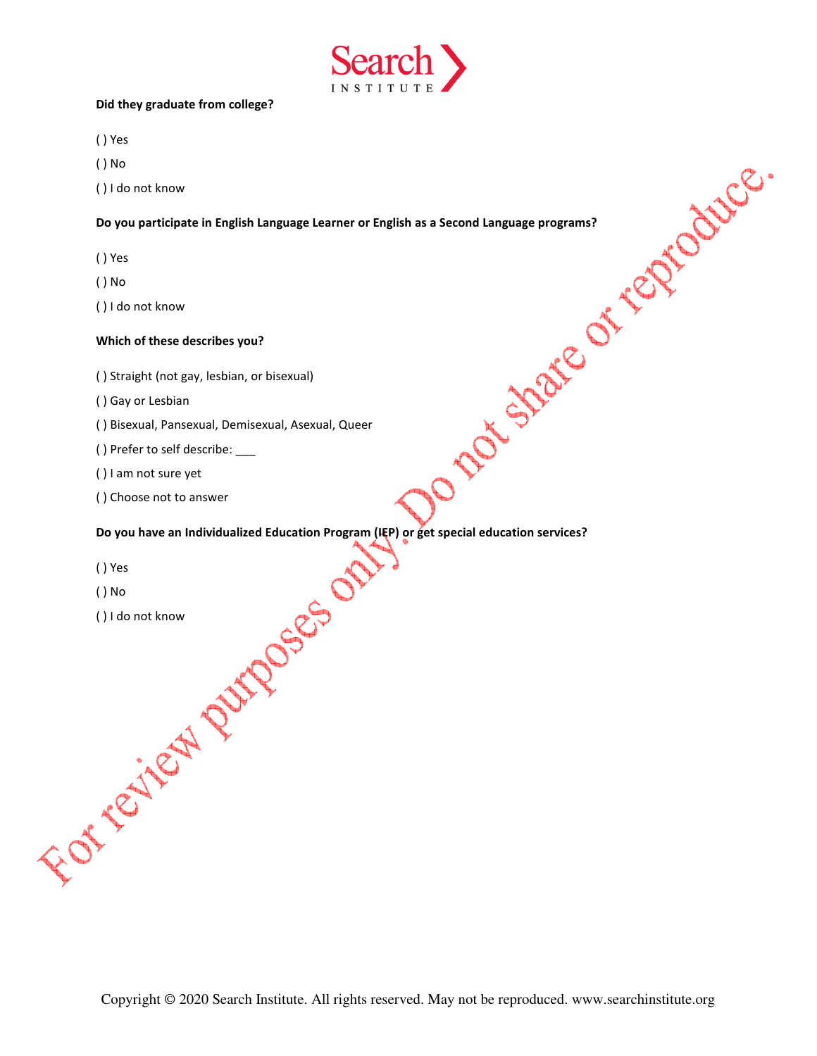**Did they graduate from college?**

( ) Yes

( ) No

( ) I do not know

**Do you participate in English Language Learner or English as a Second Language programs?**

( ) Yes

( ) No

( ) I do not know

**Which of these describes you?**

( ) Straight (not gay, lesbian, or bisexual)

( ) Gay or Lesbian

( ) Bisexual, Pansexual, Demisexual, Asexual, Queer

( ) Prefer to self describe: ___

( ) I am not sure yet

( ) Choose not to answer

**Do you have an Individualized Education Program (IEP) or get special education services?**

( ) Yes

( ) No

( ) I do not know

For review purposes only. Do not share or reproduce.

Copyright © 2020 Search Institute. All rights reserved. May not be reproduced. www.searchinstitute.org